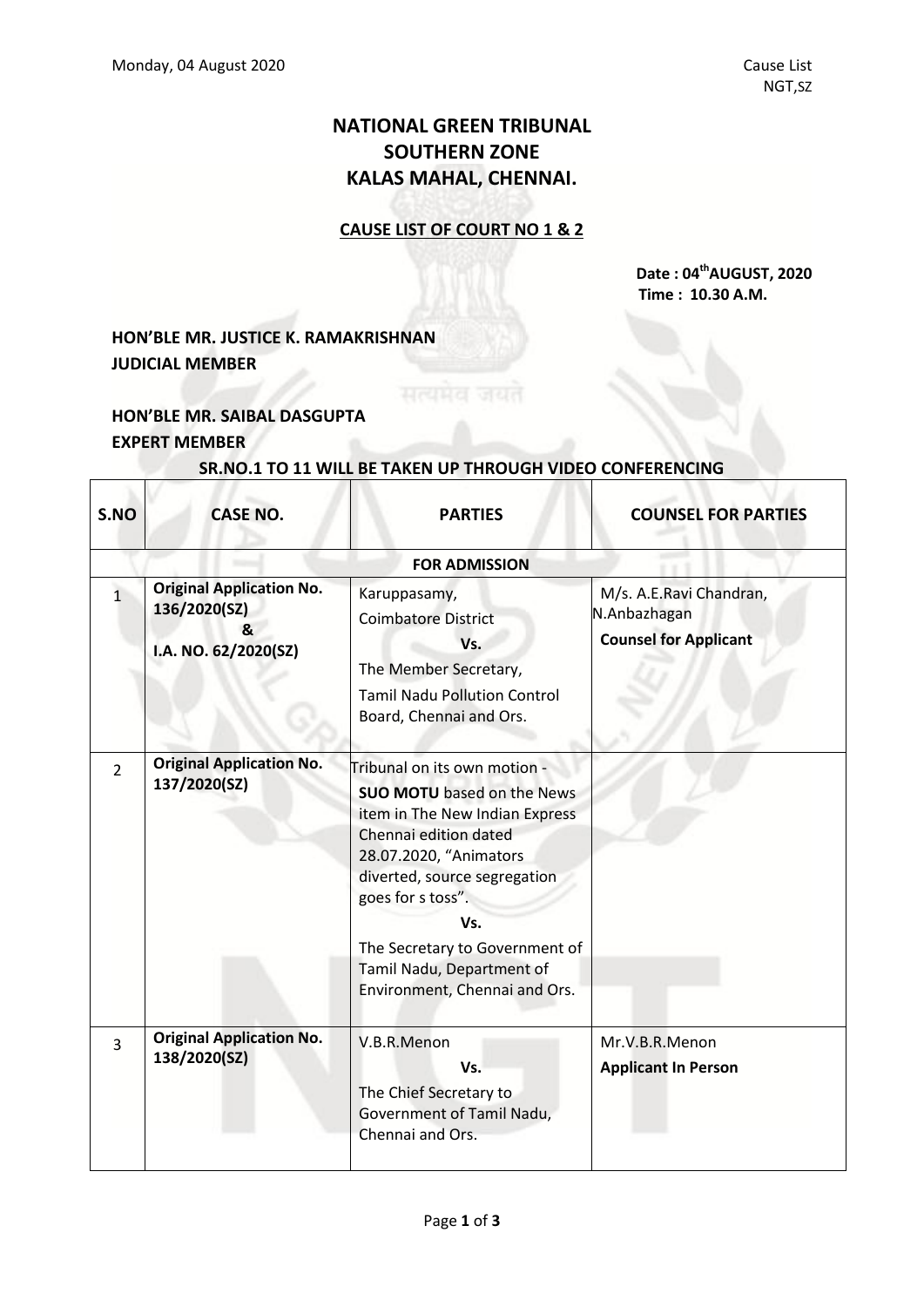Monday, 04 August 2020

Cause List
NGT,SZ

# NATIONAL GREEN TRIBUNAL
# SOUTHERN ZONE
# KALAS MAHAL, CHENNAI.

## CAUSE LIST OF COURT NO 1 & 2

**Date : 04th AUGUST, 2020**
**Time : 10.30 A.M.**

**HON'BLE MR. JUSTICE K. RAMAKRISHNAN**
**JUDICIAL MEMBER**

**HON'BLE MR. SAIBAL DASGUPTA**
**EXPERT MEMBER**

**SR.NO.1 TO 11 WILL BE TAKEN UP THROUGH VIDEO CONFERENCING**

| S.NO | CASE NO. | PARTIES | COUNSEL FOR PARTIES |
|---|---|---|---|
| | | **FOR ADMISSION** | |
| 1 | **Original Application No. 136/2020(SZ) & I.A. NO. 62/2020(SZ)** | Karuppasamy, Coimbatore District **Vs.** The Member Secretary, Tamil Nadu Pollution Control Board, Chennai and Ors. | M/s. A.E.Ravi Chandran, N.Anbazhagan **Counsel for Applicant** |
| 2 | **Original Application No. 137/2020(SZ)** | Tribunal on its own motion - **SUO MOTU** based on the News item in The New Indian Express Chennai edition dated 28.07.2020, "Animators diverted, source segregation goes for s toss". **Vs.** The Secretary to Government of Tamil Nadu, Department of Environment, Chennai and Ors. | |
| 3 | **Original Application No. 138/2020(SZ)** | V.B.R.Menon **Vs.** The Chief Secretary to Government of Tamil Nadu, Chennai and Ors. | Mr.V.B.R.Menon **Applicant In Person** |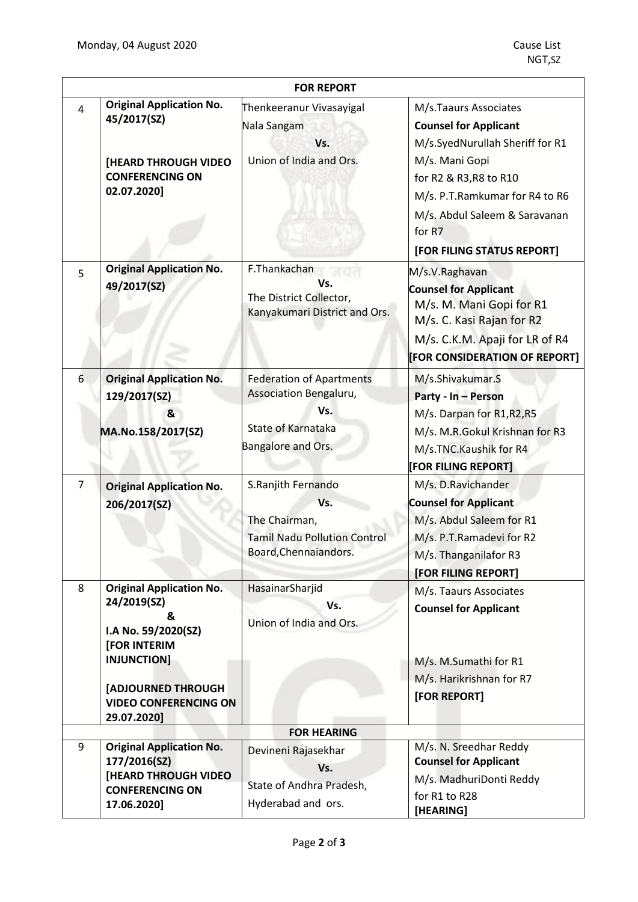Monday, 04 August 2020

Cause List
NGT,SZ

| | | | |
|---|---|---|---|
| **FOR REPORT** | | | |
| 4 | **Original Application No. 45/2017(SZ)**<br><br>**[HEARD THROUGH VIDEO CONFERENCING ON 02.07.2020]** | Thenkeeranur Vivasayigal Nala Sangam<br>Vs.<br>Union of India and Ors. | M/s.Taaurs Associates<br>**Counsel for Applicant**<br>M/s.SyedNurullah Sheriff for R1<br>M/s. Mani Gopi<br>for R2 & R3,R8 to R10<br>M/s. P.T.Ramkumar for R4 to R6<br>M/s. Abdul Saleem & Saravanan for R7<br>**[FOR FILING STATUS REPORT]** |
| 5 | **Original Application No. 49/2017(SZ)** | F.Thankachan<br>Vs.<br>The District Collector, Kanyakumari District and Ors. | M/s.V.Raghavan<br>**Counsel for Applicant**<br>M/s. M. Mani Gopi for R1<br>M/s. C. Kasi Rajan for R2<br>M/s. C.K.M. Apaji for LR of R4<br>**[FOR CONSIDERATION OF REPORT]** |
| 6 | **Original Application No. 129/2017(SZ)**<br>**&**<br>**MA.No.158/2017(SZ)** | Federation of Apartments Association Bengaluru,<br>Vs.<br>State of Karnataka Bangalore and Ors. | M/s.Shivakumar.S<br>**Party - In – Person**<br>M/s. Darpan for R1,R2,R5<br>M/s. M.R.Gokul Krishnan for R3<br>M/s.TNC.Kaushik for R4<br>**[FOR FILING REPORT]** |
| 7 | **Original Application No. 206/2017(SZ)** | S.Ranjith Fernando<br>Vs.<br>The Chairman,<br>Tamil Nadu Pollution Control Board,Chennaiandors. | M/s. D.Ravichander<br>**Counsel for Applicant**<br>M/s. Abdul Saleem for R1<br>M/s. P.T.Ramadevi for R2<br>M/s. Thanganilafor R3<br>**[FOR FILING REPORT]** |
| 8 | **Original Application No. 24/2019(SZ)**<br>**&**<br>**I.A No. 59/2020(SZ)**<br>**[FOR INTERIM INJUNCTION]**<br><br>**[ADJOURNED THROUGH VIDEO CONFERENCING ON 29.07.2020]** | HasainarSharjid<br>Vs.<br>Union of India and Ors. | M/s. Taaurs Associates<br>**Counsel for Applicant**<br><br>M/s. M.Sumathi for R1<br>M/s. Harikrishnan for R7<br>**[FOR REPORT]** |
| **FOR HEARING** | | | |
| 9 | **Original Application No. 177/2016(SZ)**<br>**[HEARD THROUGH VIDEO CONFERENCING ON 17.06.2020]** | Devineni Rajasekhar<br>Vs.<br>State of Andhra Pradesh, Hyderabad and ors. | M/s. N. Sreedhar Reddy<br>**Counsel for Applicant**<br>M/s. MadhuriDonti Reddy for R1 to R28<br>**[HEARING]** |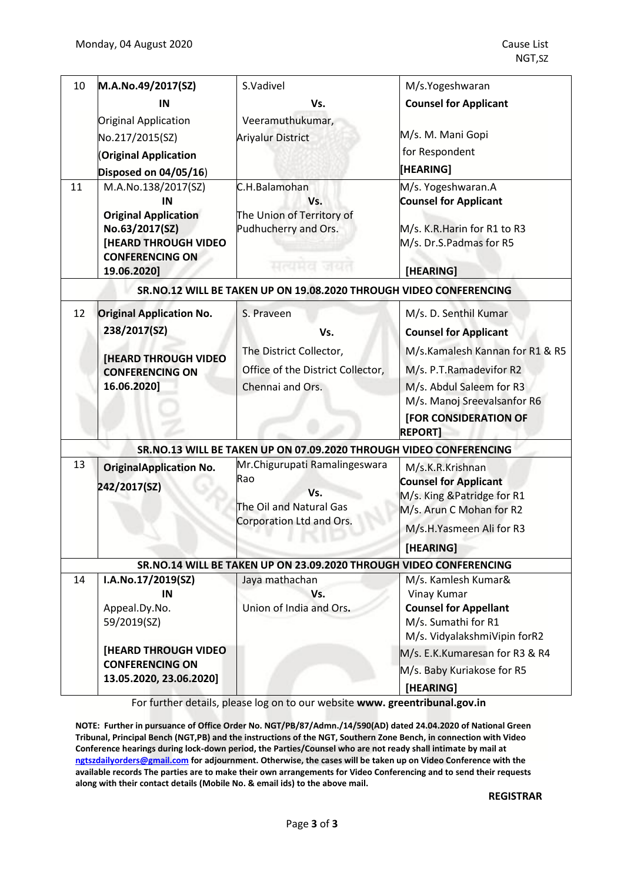| | | | |
|---|---|---|---|
| 10 | **M.A.No.49/2017(SZ)** **IN** Original Application No.217/2015(SZ) (**Original Application Disposed on 04/05/16**) | S.Vadivel **Vs.** Veeramuthukumar, Ariyalur District | M/s.Yogeshwaran **Counsel for Applicant** M/s. M. Mani Gopi for Respondent **[HEARING]** |
| 11 | M.A.No.138/2017(SZ) **IN** **Original Application No.63/2017(SZ)** **[HEARD THROUGH VIDEO CONFERENCING ON 19.06.2020]** | C.H.Balamohan **Vs.** The Union of Territory of Pudhucherry and Ors. | M/s. Yogeshwaran.A **Counsel for Applicant** M/s. K.R.Harin for R1 to R3 M/s. Dr.S.Padmas for R5 **[HEARING]** |
| **SR.NO.12 WILL BE TAKEN UP ON 19.08.2020 THROUGH VIDEO CONFERENCING** | | | |
| 12 | **Original Application No. 238/2017(SZ)** **[HEARD THROUGH VIDEO CONFERENCING ON 16.06.2020]** | S. Praveen **Vs.** The District Collector, Office of the District Collector, Chennai and Ors. | M/s. D. Senthil Kumar **Counsel for Applicant** M/s.Kamalesh Kannan for R1 & R5 M/s. P.T.Ramadevifor R2 M/s. Abdul Saleem for R3 M/s. Manoj Sreevalsanfor R6 **[FOR CONSIDERATION OF REPORT]** |
| **SR.NO.13 WILL BE TAKEN UP ON 07.09.2020 THROUGH VIDEO CONFERENCING** | | | |
| 13 | **OriginalApplication No. 242/2017(SZ)** | Mr.Chigurupati Ramalingeswara Rao **Vs.** The Oil and Natural Gas Corporation Ltd and Ors. | M/s.K.R.Krishnan **Counsel for Applicant** M/s. King &Patridge for R1 M/s. Arun C Mohan for R2 M/s.H.Yasmeen Ali for R3 **[HEARING]** |
| **SR.NO.14 WILL BE TAKEN UP ON 23.09.2020 THROUGH VIDEO CONFERENCING** | | | |
| 14 | **I.A.No.17/2019(SZ)** **IN** Appeal.Dy.No. 59/2019(SZ) **[HEARD THROUGH VIDEO CONFERENCING ON 13.05.2020, 23.06.2020]** | Jaya mathachan **Vs.** Union of India and Ors**.** | M/s. Kamlesh Kumar& Vinay Kumar **Counsel for Appellant** M/s. Sumathi for R1 M/s. VidyalakshmiVipin forR2 M/s. E.K.Kumaresan for R3 & R4 M/s. Baby Kuriakose for R5 **[HEARING]** |

For further details, please log on to our website **www. greentribunal.gov.in**

**NOTE: Further in pursuance of Office Order No. NGT/PB/87/Admn./14/590(AD) dated 24.04.2020 of National Green Tribunal, Principal Bench (NGT,PB) and the instructions of the NGT, Southern Zone Bench, in connection with Video Conference hearings during lock-down period, the Parties/Counsel who are not ready shall intimate by mail at ngtszdailyorders@gmail.com for adjournment. Otherwise, the cases will be taken up on Video Conference with the available records The parties are to make their own arrangements for Video Conferencing and to send their requests along with their contact details (Mobile No. & email ids) to the above mail.**

**REGISTRAR**